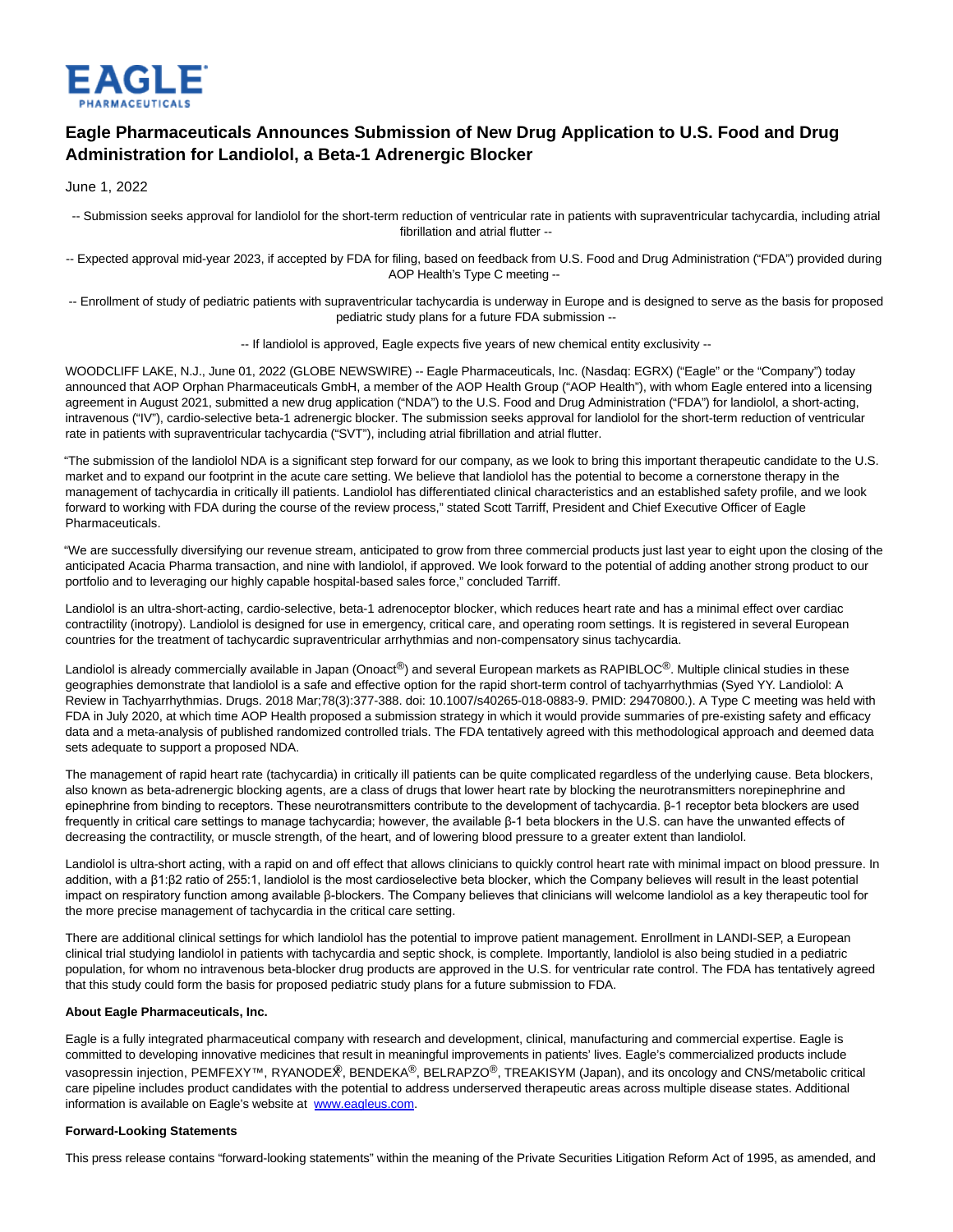EAGLE PHARMACEUTICALS

# Eagle Pharmaceuticals Announces Submission of New Drug Application to U.S. Food and Drug Administration for Landiolol, a Beta-1 Adrenergic Blocker

June 1, 2022

-- Submission seeks approval for landiolol for the short-term reduction of ventricular rate in patients with supraventricular tachycardia, including atrial fibrillation and atrial flutter --

-- Expected approval mid-year 2023, if accepted by FDA for filing, based on feedback from U.S. Food and Drug Administration ("FDA") provided during AOP Health's Type C meeting --

-- Enrollment of study of pediatric patients with supraventricular tachycardia is underway in Europe and is designed to serve as the basis for proposed pediatric study plans for a future FDA submission --

-- If landiolol is approved, Eagle expects five years of new chemical entity exclusivity --

WOODCLIFF LAKE, N.J., June 01, 2022 (GLOBE NEWSWIRE) -- Eagle Pharmaceuticals, Inc. (Nasdaq: EGRX) ("Eagle" or the "Company") today announced that AOP Orphan Pharmaceuticals GmbH, a member of the AOP Health Group ("AOP Health"), with whom Eagle entered into a licensing agreement in August 2021, submitted a new drug application ("NDA") to the U.S. Food and Drug Administration ("FDA") for landiolol, a short-acting, intravenous ("IV"), cardio-selective beta-1 adrenergic blocker. The submission seeks approval for landiolol for the short-term reduction of ventricular rate in patients with supraventricular tachycardia ("SVT"), including atrial fibrillation and atrial flutter.

"The submission of the landiolol NDA is a significant step forward for our company, as we look to bring this important therapeutic candidate to the U.S. market and to expand our footprint in the acute care setting. We believe that landiolol has the potential to become a cornerstone therapy in the management of tachycardia in critically ill patients. Landiolol has differentiated clinical characteristics and an established safety profile, and we look forward to working with FDA during the course of the review process," stated Scott Tarriff, President and Chief Executive Officer of Eagle Pharmaceuticals.

"We are successfully diversifying our revenue stream, anticipated to grow from three commercial products just last year to eight upon the closing of the anticipated Acacia Pharma transaction, and nine with landiolol, if approved. We look forward to the potential of adding another strong product to our portfolio and to leveraging our highly capable hospital-based sales force," concluded Tarriff.

Landiolol is an ultra-short-acting, cardio-selective, beta-1 adrenoceptor blocker, which reduces heart rate and has a minimal effect over cardiac contractility (inotropy). Landiolol is designed for use in emergency, critical care, and operating room settings. It is registered in several European countries for the treatment of tachycardic supraventricular arrhythmias and non-compensatory sinus tachycardia.

Landiolol is already commercially available in Japan (Onoact®) and several European markets as RAPIBLOC®. Multiple clinical studies in these geographies demonstrate that landiolol is a safe and effective option for the rapid short-term control of tachyarrhythmias (Syed YY. Landiolol: A Review in Tachyarrhythmias. Drugs. 2018 Mar;78(3):377-388. doi: 10.1007/s40265-018-0883-9. PMID: 29470800.). A Type C meeting was held with FDA in July 2020, at which time AOP Health proposed a submission strategy in which it would provide summaries of pre-existing safety and efficacy data and a meta-analysis of published randomized controlled trials. The FDA tentatively agreed with this methodological approach and deemed data sets adequate to support a proposed NDA.

The management of rapid heart rate (tachycardia) in critically ill patients can be quite complicated regardless of the underlying cause. Beta blockers, also known as beta-adrenergic blocking agents, are a class of drugs that lower heart rate by blocking the neurotransmitters norepinephrine and epinephrine from binding to receptors. These neurotransmitters contribute to the development of tachycardia. β-1 receptor beta blockers are used frequently in critical care settings to manage tachycardia; however, the available β-1 beta blockers in the U.S. can have the unwanted effects of decreasing the contractility, or muscle strength, of the heart, and of lowering blood pressure to a greater extent than landiolol.

Landiolol is ultra-short acting, with a rapid on and off effect that allows clinicians to quickly control heart rate with minimal impact on blood pressure. In addition, with a β1:β2 ratio of 255:1, landiolol is the most cardioselective beta blocker, which the Company believes will result in the least potential impact on respiratory function among available β-blockers. The Company believes that clinicians will welcome landiolol as a key therapeutic tool for the more precise management of tachycardia in the critical care setting.

There are additional clinical settings for which landiolol has the potential to improve patient management. Enrollment in LANDI-SEP, a European clinical trial studying landiolol in patients with tachycardia and septic shock, is complete. Importantly, landiolol is also being studied in a pediatric population, for whom no intravenous beta-blocker drug products are approved in the U.S. for ventricular rate control. The FDA has tentatively agreed that this study could form the basis for proposed pediatric study plans for a future submission to FDA.

**About Eagle Pharmaceuticals, Inc.**

Eagle is a fully integrated pharmaceutical company with research and development, clinical, manufacturing and commercial expertise. Eagle is committed to developing innovative medicines that result in meaningful improvements in patients' lives. Eagle's commercialized products include vasopressin injection, PEMFEXY™, RYANODEX®, BENDEKA®, BELRAPZO®, TREAKISYM (Japan), and its oncology and CNS/metabolic critical care pipeline includes product candidates with the potential to address underserved therapeutic areas across multiple disease states. Additional information is available on Eagle's website at www.eagleus.com.

**Forward-Looking Statements**

This press release contains "forward-looking statements" within the meaning of the Private Securities Litigation Reform Act of 1995, as amended, and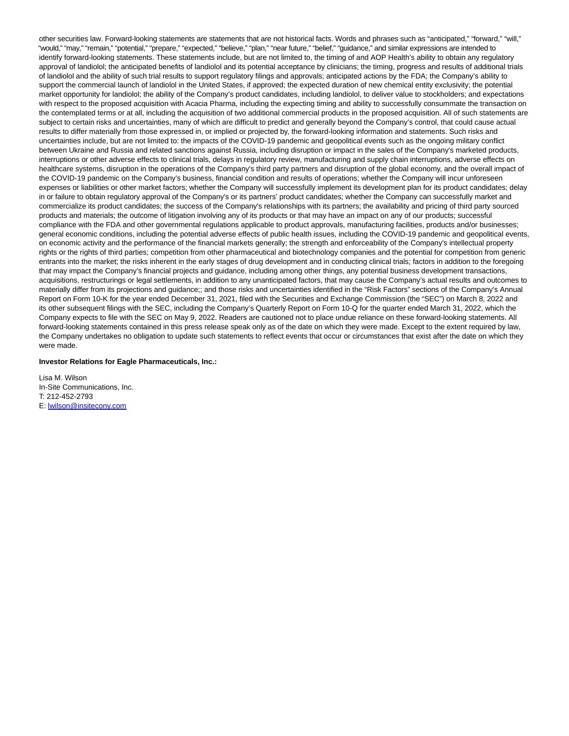other securities law. Forward-looking statements are statements that are not historical facts. Words and phrases such as "anticipated," "forward," "will," "would," "may," "remain," "potential," "prepare," "expected," "believe," "plan," "near future," "belief," "guidance," and similar expressions are intended to identify forward-looking statements. These statements include, but are not limited to, the timing of and AOP Health's ability to obtain any regulatory approval of landiolol; the anticipated benefits of landiolol and its potential acceptance by clinicians; the timing, progress and results of additional trials of landiolol and the ability of such trial results to support regulatory filings and approvals; anticipated actions by the FDA; the Company's ability to support the commercial launch of landiolol in the United States, if approved; the expected duration of new chemical entity exclusivity; the potential market opportunity for landiolol; the ability of the Company's product candidates, including landiolol, to deliver value to stockholders; and expectations with respect to the proposed acquisition with Acacia Pharma, including the expecting timing and ability to successfully consummate the transaction on the contemplated terms or at all, including the acquisition of two additional commercial products in the proposed acquisition. All of such statements are subject to certain risks and uncertainties, many of which are difficult to predict and generally beyond the Company's control, that could cause actual results to differ materially from those expressed in, or implied or projected by, the forward-looking information and statements. Such risks and uncertainties include, but are not limited to: the impacts of the COVID-19 pandemic and geopolitical events such as the ongoing military conflict between Ukraine and Russia and related sanctions against Russia, including disruption or impact in the sales of the Company's marketed products, interruptions or other adverse effects to clinical trials, delays in regulatory review, manufacturing and supply chain interruptions, adverse effects on healthcare systems, disruption in the operations of the Company's third party partners and disruption of the global economy, and the overall impact of the COVID-19 pandemic on the Company's business, financial condition and results of operations; whether the Company will incur unforeseen expenses or liabilities or other market factors; whether the Company will successfully implement its development plan for its product candidates; delay in or failure to obtain regulatory approval of the Company's or its partners' product candidates; whether the Company can successfully market and commercialize its product candidates; the success of the Company's relationships with its partners; the availability and pricing of third party sourced products and materials; the outcome of litigation involving any of its products or that may have an impact on any of our products; successful compliance with the FDA and other governmental regulations applicable to product approvals, manufacturing facilities, products and/or businesses; general economic conditions, including the potential adverse effects of public health issues, including the COVID-19 pandemic and geopolitical events, on economic activity and the performance of the financial markets generally; the strength and enforceability of the Company's intellectual property rights or the rights of third parties; competition from other pharmaceutical and biotechnology companies and the potential for competition from generic entrants into the market; the risks inherent in the early stages of drug development and in conducting clinical trials; factors in addition to the foregoing that may impact the Company's financial projects and guidance, including among other things, any potential business development transactions, acquisitions, restructurings or legal settlements, in addition to any unanticipated factors, that may cause the Company's actual results and outcomes to materially differ from its projections and guidance;; and those risks and uncertainties identified in the "Risk Factors" sections of the Company's Annual Report on Form 10-K for the year ended December 31, 2021, filed with the Securities and Exchange Commission (the "SEC") on March 8, 2022 and its other subsequent filings with the SEC, including the Company's Quarterly Report on Form 10-Q for the quarter ended March 31, 2022, which the Company expects to file with the SEC on May 9, 2022. Readers are cautioned not to place undue reliance on these forward-looking statements. All forward-looking statements contained in this press release speak only as of the date on which they were made. Except to the extent required by law, the Company undertakes no obligation to update such statements to reflect events that occur or circumstances that exist after the date on which they were made.

**Investor Relations for Eagle Pharmaceuticals, Inc.:**

Lisa M. Wilson
In-Site Communications, Inc.
T: 212-452-2793
E: lwilson@insitecony.com